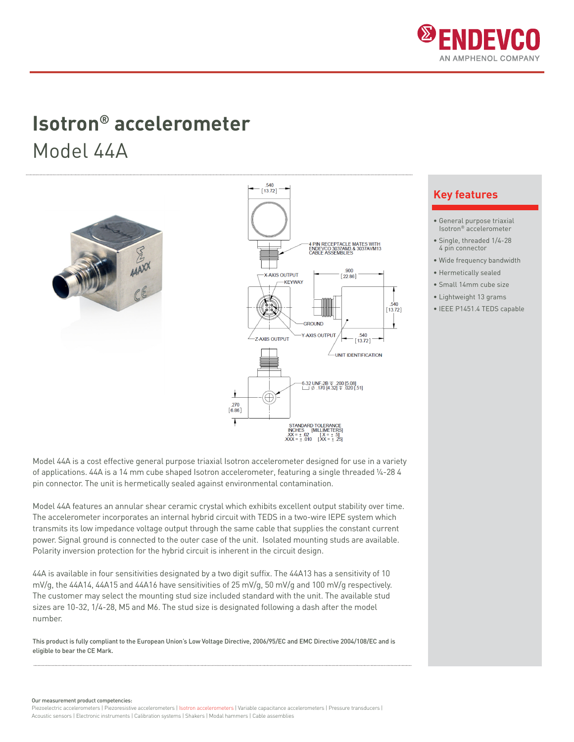# Isotron® accelerometer

## Model 44A

## Key features

- General purpose triaxial Isotron® accelerometer
- Single, threaded 1/4-28 4 pin connector
- Wide frequency bandwidth
- Hermetically sealed
- Small 14mm cube size
- Lightweight 13 grams
- IEEE P1451.4 TEDS capable

.540 [13.72]

4 PIN RECEPTACLE MATES WITH ENDEVCO 3037AM3 & 3037AVM13 CABLE ASSEMBLIES

X-AXIS OUTPUT

KEYWAY

.900 [22.86]

.540 [13.72]

GROUND

Z-AXIS OUTPUT

Y-AXIS OUTPUT

.540 [13.72]

UNIT IDENTIFICATION

6-32 UNF-2B ⊽ .200 [5.08]
⌴ ⌀ .170 [4.32] ⊽ .020 [.51]

.270 [6.86]

STANDARD TOLERANCE
INCHES [MILLIMETERS]
.XX = ± .02 [.X = ± .5]
.XXX = ± .010 [.XX = ± .25]

Model 44A is a cost effective general purpose triaxial Isotron accelerometer designed for use in a variety of applications. 44A is a 14 mm cube shaped Isotron accelerometer, featuring a single threaded ¼-28 4 pin connector. The unit is hermetically sealed against environmental contamination.

Model 44A features an annular shear ceramic crystal which exhibits excellent output stability over time. The accelerometer incorporates an internal hybrid circuit with TEDS in a two-wire IEPE system which transmits its low impedance voltage output through the same cable that supplies the constant current power. Signal ground is connected to the outer case of the unit. Isolated mounting studs are available. Polarity inversion protection for the hybrid circuit is inherent in the circuit design.

44A is available in four sensitivities designated by a two digit suffix. The 44A13 has a sensitivity of 10 mV/g, the 44A14, 44A15 and 44A16 have sensitivities of 25 mV/g, 50 mV/g and 100 mV/g respectively. The customer may select the mounting stud size included standard with the unit. The available stud sizes are 10-32, 1/4-28, M5 and M6. The stud size is designated following a dash after the model number.

This product is fully compliant to the European Union's Low Voltage Directive, 2006/95/EC and EMC Directive 2004/108/EC and is eligible to bear the CE Mark.

Our measurement product competencies:
Piezoelectric accelerometers | Piezoresistive accelerometers | Isotron accelerometers | Variable capacitance accelerometers | Pressure transducers | Acoustic sensors | Electronic instruments | Calibration systems | Shakers | Modal hammers | Cable assemblies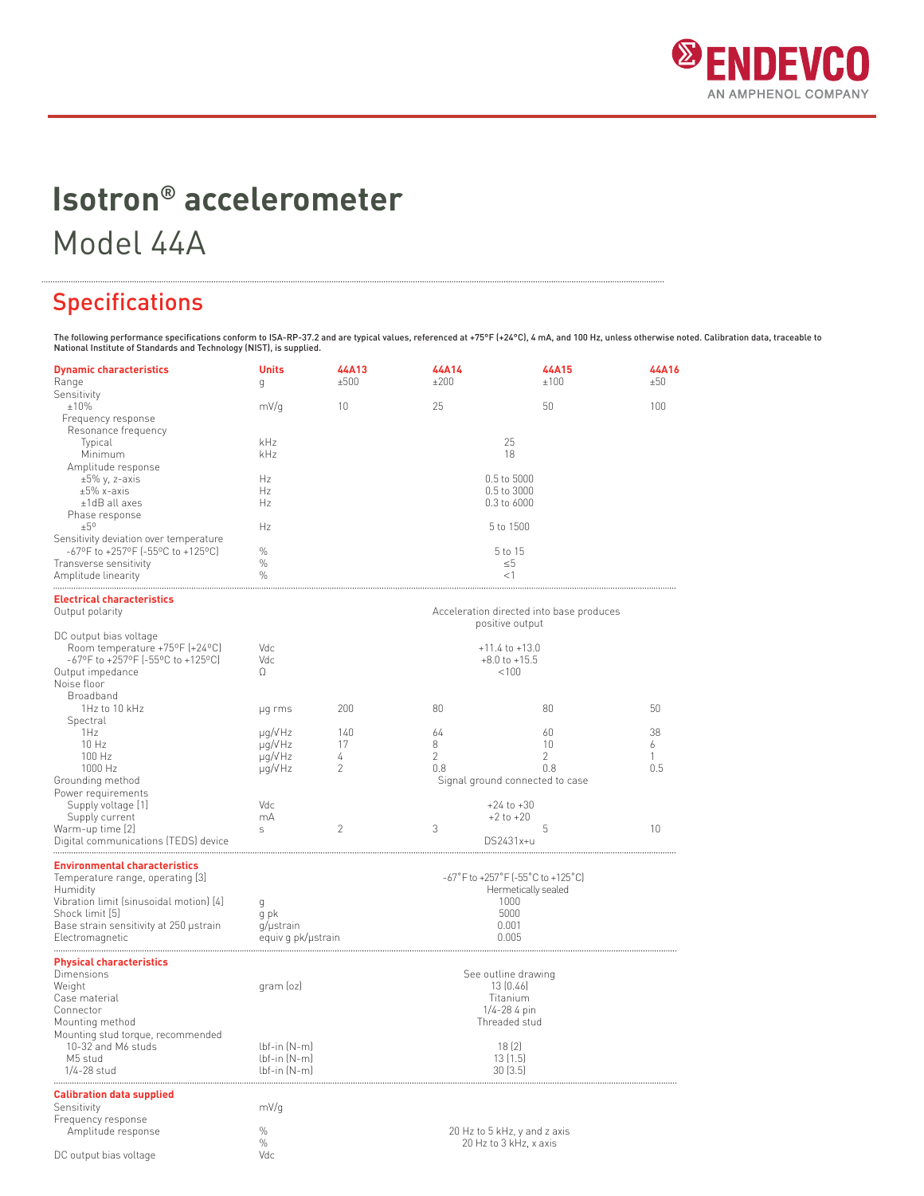# Isotron® accelerometer

Model 44A

## Specifications

The following performance specifications conform to ISA-RP-37.2 and are typical values, referenced at +75°F (+24°C), 4 mA, and 100 Hz, unless otherwise noted. Calibration data, traceable to National Institute of Standards and Technology (NIST), is supplied.

| Dynamic characteristics | Units | 44A13 | 44A14 | 44A15 | 44A16 |
|---|---|---|---|---|---|
| Range | g | ±500 | ±200 | ±100 | ±50 |
| Sensitivity | | | | | |
| ±10% | mV/g | 10 | 25 | 50 | 100 |
| Frequency response | | | | | |
| Resonance frequency | | | | | |
| Typical | kHz | | 25 | | |
| Minimum | kHz | | 18 | | |
| Amplitude response | | | | | |
| ±5% y, z-axis | Hz | | 0.5 to 5000 | | |
| ±5% x-axis | Hz | | 0.5 to 3000 | | |
| ±1dB all axes | Hz | | 0.3 to 6000 | | |
| Phase response | | | | | |
| ±5° | Hz | | 5 to 1500 | | |
| Sensitivity deviation over temperature | | | | | |
| -67°F to +257°F (-55°C to +125°C) | % | | 5 to 15 | | |
| Transverse sensitivity | % | | ≤5 | | |
| Amplitude linearity | % | | <1 | | |

| Electrical characteristics | Units | 44A13 | 44A14 | 44A15 | 44A16 |
|---|---|---|---|---|---|
| Output polarity | | | Acceleration directed into base produces positive output | | |
| DC output bias voltage | | | | | |
| Room temperature +75°F (+24°C) | Vdc | | +11.4 to +13.0 | | |
| -67°F to +257°F (-55°C to +125°C) | Vdc | | +8.0 to +15.5 | | |
| Output impedance | Ω | | <100 | | |
| Noise floor | | | | | |
| Broadband | | | | | |
| 1Hz to 10 kHz | μg rms | 200 | 80 | 80 | 50 |
| Spectral | | | | | |
| 1Hz | μg/√Hz | 140 | 64 | 60 | 38 |
| 10 Hz | μg/√Hz | 17 | 8 | 10 | 6 |
| 100 Hz | μg/√Hz | 4 | 2 | 2 | 1 |
| 1000 Hz | μg/√Hz | 2 | 0.8 | 0.8 | 0.5 |
| Grounding method | | | Signal ground connected to case | | |
| Power requirements | | | | | |
| Supply voltage [1] | Vdc | | +24 to +30 | | |
| Supply current | mA | | +2 to +20 | | |
| Warm-up time [2] | s | 2 | 3 | 5 | 10 |
| Digital communications (TEDS) device | | | DS2431x+u | | |

| Environmental characteristics | Units | Value |
|---|---|---|
| Temperature range, operating [3] | | -67°F to +257°F (-55°C to +125°C) |
| Humidity | | Hermetically sealed |
| Vibration limit (sinusoidal motion) [4] | g | 1000 |
| Shock limit [5] | g pk | 5000 |
| Base strain sensitivity at 250 μstrain | g/μstrain | 0.001 |
| Electromagnetic | equiv g pk/μstrain | 0.005 |

| Physical characteristics | Units | Value |
|---|---|---|
| Dimensions | | See outline drawing |
| Weight | gram (oz) | 13 (0.46) |
| Case material | | Titanium |
| Connector | | 1/4-28 4 pin |
| Mounting method | | Threaded stud |
| Mounting stud torque, recommended | | |
| 10-32 and M6 studs | lbf-in (N-m) | 18 (2) |
| M5 stud | lbf-in (N-m) | 13 (1.5) |
| 1/4-28 stud | lbf-in (N-m) | 30 (3.5) |

| Calibration data supplied | Units | Value |
|---|---|---|
| Sensitivity | mV/g | |
| Frequency response | | |
| Amplitude response | % | 20 Hz to 5 kHz, y and z axis |
| | % | 20 Hz to 3 kHz, x axis |
| DC output bias voltage | Vdc | |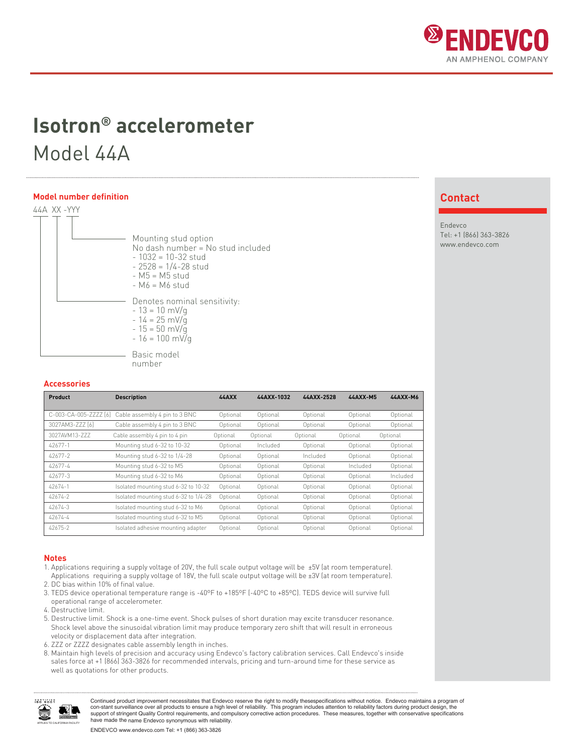# Isotron® accelerometer

## Model 44A

### Model number definition

44A XX -YYY

Mounting stud option
No dash number = No stud included
- 1032 = 10-32 stud
- 2528 = 1/4-28 stud
- M5 = M5 stud
- M6 = M6 stud

Denotes nominal sensitivity:
- 13 = 10 mV/g
- 14 = 25 mV/g
- 15 = 50 mV/g
- 16 = 100 mV/g

Basic model number

### Accessories

| Product | Description | 44AXX | 44AXX-1032 | 44AXX-2528 | 44AXX-M5 | 44AXX-M6 |
|---|---|---|---|---|---|---|
| C-003-CA-005-ZZZZ [6] | Cable assembly 4 pin to 3 BNC | Optional | Optional | Optional | Optional | Optional |
| 3027AM3-ZZZ [6] | Cable assembly 4 pin to 3 BNC | Optional | Optional | Optional | Optional | Optional |
| 3027AVM13-ZZZ | Cable assembly 4 pin to 4 pin | Optional | Optional | Optional | Optional | Optional |
| 42677-1 | Mounting stud 6-32 to 10-32 | Optional | Included | Optional | Optional | Optional |
| 42677-2 | Mounting stud 6-32 to 1/4-28 | Optional | Optional | Included | Optional | Optional |
| 42677-4 | Mounting stud 6-32 to M5 | Optional | Optional | Optional | Included | Optional |
| 42677-3 | Mounting stud 6-32 to M6 | Optional | Optional | Optional | Optional | Included |
| 42674-1 | Isolated mounting stud 6-32 to 10-32 | Optional | Optional | Optional | Optional | Optional |
| 42674-2 | Isolated mounting stud 6-32 to 1/4-28 | Optional | Optional | Optional | Optional | Optional |
| 42674-3 | Isolated mounting stud 6-32 to M6 | Optional | Optional | Optional | Optional | Optional |
| 42674-4 | Isolated mounting stud 6-32 to M5 | Optional | Optional | Optional | Optional | Optional |
| 42675-2 | Isolated adhesive mounting adapter | Optional | Optional | Optional | Optional | Optional |

### Notes

1. Applications requiring a supply voltage of 20V, the full scale output voltage will be ±5V (at room temperature). Applications requiring a supply voltage of 18V, the full scale output voltage will be ±3V (at room temperature).
2. DC bias within 10% of final value.
3. TEDS device operational temperature range is -40ºF to +185ºF (-40ºC to +85ºC). TEDS device will survive full operational range of accelerometer.
4. Destructive limit.
5. Destructive limit. Shock is a one-time event. Shock pulses of short duration may excite transducer resonance. Shock level above the sinusoidal vibration limit may produce temporary zero shift that will result in erroneous velocity or displacement data after integration.
6. ZZZ or ZZZZ designates cable assembly length in inches.
8. Maintain high levels of precision and accuracy using Endevco's factory calibration services. Call Endevco's inside sales force at +1 (866) 363-3826 for recommended intervals, pricing and turn-around time for these service as well as quotations for other products.

## Contact

Endevco
Tel: +1 (866) 363-3826
www.endevco.com

Continued product improvement necessitates that Endevco reserve the right to modify thesespecifications without notice. Endevco maintains a program of con-stant surveillance over all products to ensure a high level of reliability. This program includes attention to reliability factors during product design, the support of stringent Quality Control requirements, and compulsory corrective action procedures. These measures, together with conservative specifications have made the name Endevco synonymous with reliability.

ENDEVCO www.endevco.com Tel: +1 (866) 363-3826